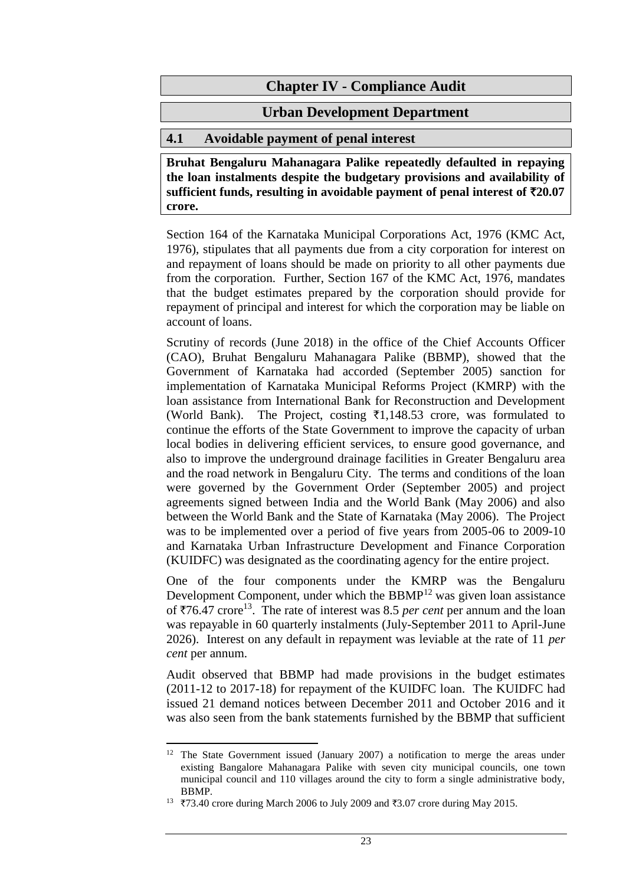# Chapter IV - Compliance Audit

## Urban Development Department

### 4.1 Avoidable payment of penal interest

**Bruhat Bengaluru Mahanagara Palike repeatedly defaulted in repaying the loan instalments despite the budgetary provisions and availability of sufficient funds, resulting in avoidable payment of penal interest of ₹20.07 crore.**

Section 164 of the Karnataka Municipal Corporations Act, 1976 (KMC Act, 1976), stipulates that all payments due from a city corporation for interest on and repayment of loans should be made on priority to all other payments due from the corporation. Further, Section 167 of the KMC Act, 1976, mandates that the budget estimates prepared by the corporation should provide for repayment of principal and interest for which the corporation may be liable on account of loans.

Scrutiny of records (June 2018) in the office of the Chief Accounts Officer (CAO), Bruhat Bengaluru Mahanagara Palike (BBMP), showed that the Government of Karnataka had accorded (September 2005) sanction for implementation of Karnataka Municipal Reforms Project (KMRP) with the loan assistance from International Bank for Reconstruction and Development (World Bank). The Project, costing ₹1,148.53 crore, was formulated to continue the efforts of the State Government to improve the capacity of urban local bodies in delivering efficient services, to ensure good governance, and also to improve the underground drainage facilities in Greater Bengaluru area and the road network in Bengaluru City. The terms and conditions of the loan were governed by the Government Order (September 2005) and project agreements signed between India and the World Bank (May 2006) and also between the World Bank and the State of Karnataka (May 2006). The Project was to be implemented over a period of five years from 2005-06 to 2009-10 and Karnataka Urban Infrastructure Development and Finance Corporation (KUIDFC) was designated as the coordinating agency for the entire project.

One of the four components under the KMRP was the Bengaluru Development Component, under which the BBMP[12] was given loan assistance of ₹76.47 crore[13]. The rate of interest was 8.5 *per cent* per annum and the loan was repayable in 60 quarterly instalments (July-September 2011 to April-June 2026). Interest on any default in repayment was leviable at the rate of 11 *per cent* per annum.

Audit observed that BBMP had made provisions in the budget estimates (2011-12 to 2017-18) for repayment of the KUIDFC loan. The KUIDFC had issued 21 demand notices between December 2011 and October 2016 and it was also seen from the bank statements furnished by the BBMP that sufficient

[12] The State Government issued (January 2007) a notification to merge the areas under existing Bangalore Mahanagara Palike with seven city municipal councils, one town municipal council and 110 villages around the city to form a single administrative body, BBMP.

[13] ₹73.40 crore during March 2006 to July 2009 and ₹3.07 crore during May 2015.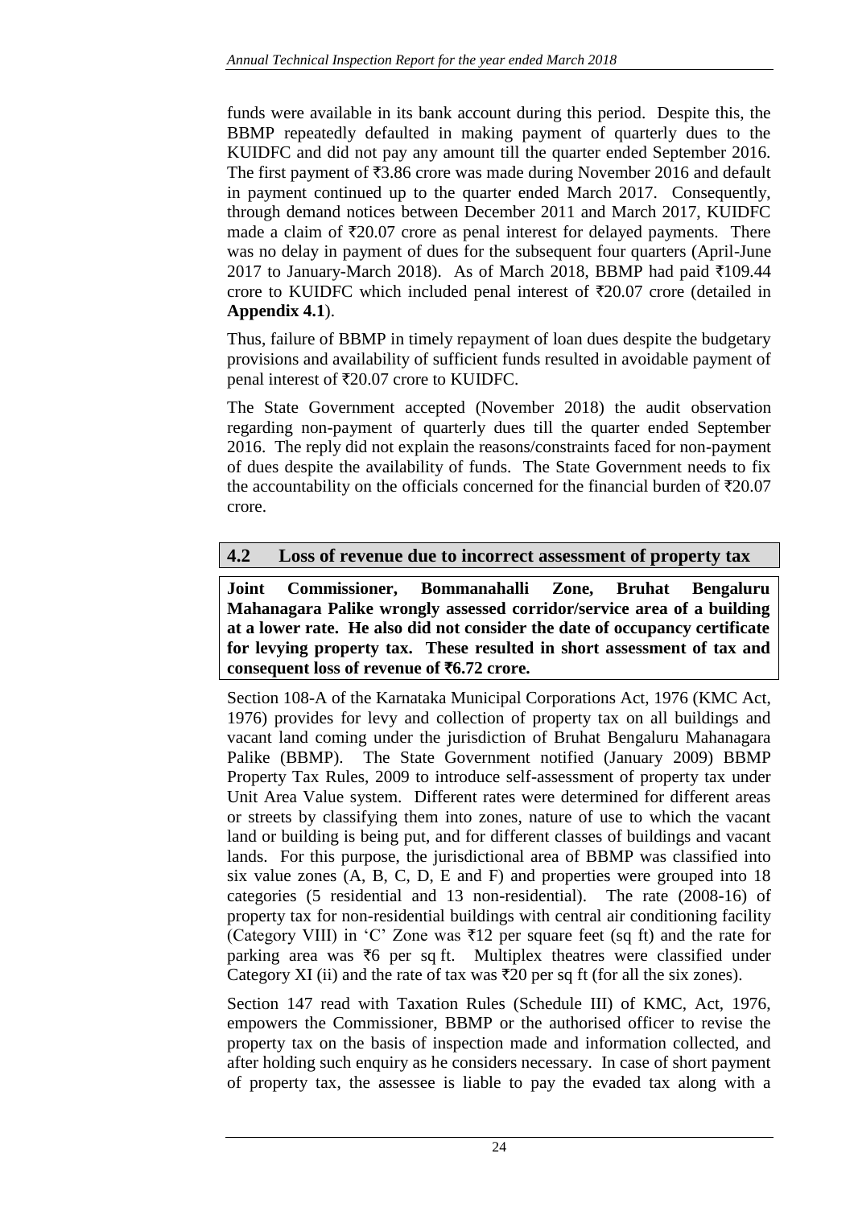funds were available in its bank account during this period. Despite this, the BBMP repeatedly defaulted in making payment of quarterly dues to the KUIDFC and did not pay any amount till the quarter ended September 2016. The first payment of ₹3.86 crore was made during November 2016 and default in payment continued up to the quarter ended March 2017. Consequently, through demand notices between December 2011 and March 2017, KUIDFC made a claim of ₹20.07 crore as penal interest for delayed payments. There was no delay in payment of dues for the subsequent four quarters (April-June 2017 to January-March 2018). As of March 2018, BBMP had paid ₹109.44 crore to KUIDFC which included penal interest of ₹20.07 crore (detailed in **Appendix 4.1**).

Thus, failure of BBMP in timely repayment of loan dues despite the budgetary provisions and availability of sufficient funds resulted in avoidable payment of penal interest of ₹20.07 crore to KUIDFC.

The State Government accepted (November 2018) the audit observation regarding non-payment of quarterly dues till the quarter ended September 2016. The reply did not explain the reasons/constraints faced for non-payment of dues despite the availability of funds. The State Government needs to fix the accountability on the officials concerned for the financial burden of ₹20.07 crore.

## 4.2 Loss of revenue due to incorrect assessment of property tax

**Joint Commissioner, Bommanahalli Zone, Bruhat Bengaluru Mahanagara Palike wrongly assessed corridor/service area of a building at a lower rate. He also did not consider the date of occupancy certificate for levying property tax. These resulted in short assessment of tax and consequent loss of revenue of ₹6.72 crore.**

Section 108-A of the Karnataka Municipal Corporations Act, 1976 (KMC Act, 1976) provides for levy and collection of property tax on all buildings and vacant land coming under the jurisdiction of Bruhat Bengaluru Mahanagara Palike (BBMP). The State Government notified (January 2009) BBMP Property Tax Rules, 2009 to introduce self-assessment of property tax under Unit Area Value system. Different rates were determined for different areas or streets by classifying them into zones, nature of use to which the vacant land or building is being put, and for different classes of buildings and vacant lands. For this purpose, the jurisdictional area of BBMP was classified into six value zones (A, B, C, D, E and F) and properties were grouped into 18 categories (5 residential and 13 non-residential). The rate (2008-16) of property tax for non-residential buildings with central air conditioning facility (Category VIII) in 'C' Zone was ₹12 per square feet (sq ft) and the rate for parking area was ₹6 per sq ft. Multiplex theatres were classified under Category XI (ii) and the rate of tax was ₹20 per sq ft (for all the six zones).

Section 147 read with Taxation Rules (Schedule III) of KMC, Act, 1976, empowers the Commissioner, BBMP or the authorised officer to revise the property tax on the basis of inspection made and information collected, and after holding such enquiry as he considers necessary. In case of short payment of property tax, the assessee is liable to pay the evaded tax along with a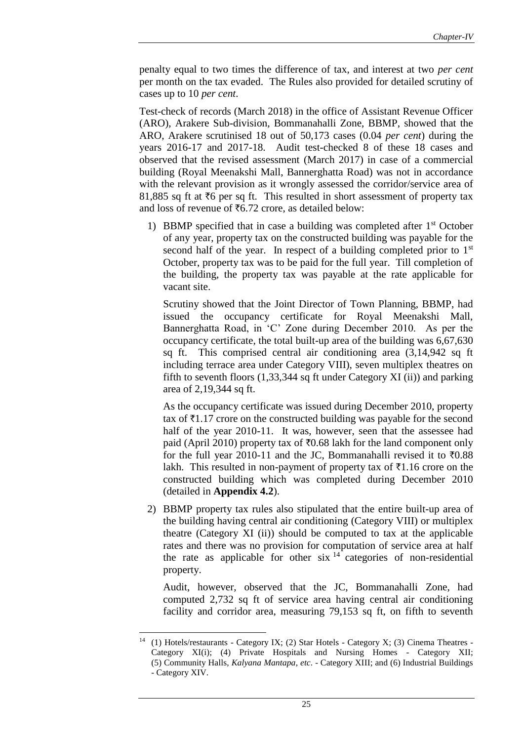penalty equal to two times the difference of tax, and interest at two *per cent* per month on the tax evaded. The Rules also provided for detailed scrutiny of cases up to 10 *per cent*.

Test-check of records (March 2018) in the office of Assistant Revenue Officer (ARO), Arakere Sub-division, Bommanahalli Zone, BBMP, showed that the ARO, Arakere scrutinised 18 out of 50,173 cases (0.04 *per cent*) during the years 2016-17 and 2017-18. Audit test-checked 8 of these 18 cases and observed that the revised assessment (March 2017) in case of a commercial building (Royal Meenakshi Mall, Bannerghatta Road) was not in accordance with the relevant provision as it wrongly assessed the corridor/service area of 81,885 sq ft at ₹6 per sq ft. This resulted in short assessment of property tax and loss of revenue of ₹6.72 crore, as detailed below:

1) BBMP specified that in case a building was completed after 1st October of any year, property tax on the constructed building was payable for the second half of the year. In respect of a building completed prior to 1st October, property tax was to be paid for the full year. Till completion of the building, the property tax was payable at the rate applicable for vacant site.

   Scrutiny showed that the Joint Director of Town Planning, BBMP, had issued the occupancy certificate for Royal Meenakshi Mall, Bannerghatta Road, in 'C' Zone during December 2010. As per the occupancy certificate, the total built-up area of the building was 6,67,630 sq ft. This comprised central air conditioning area (3,14,942 sq ft including terrace area under Category VIII), seven multiplex theatres on fifth to seventh floors (1,33,344 sq ft under Category XI (ii)) and parking area of 2,19,344 sq ft.

   As the occupancy certificate was issued during December 2010, property tax of ₹1.17 crore on the constructed building was payable for the second half of the year 2010-11. It was, however, seen that the assessee had paid (April 2010) property tax of ₹0.68 lakh for the land component only for the full year 2010-11 and the JC, Bommanahalli revised it to ₹0.88 lakh. This resulted in non-payment of property tax of ₹1.16 crore on the constructed building which was completed during December 2010 (detailed in **Appendix 4.2**).

2) BBMP property tax rules also stipulated that the entire built-up area of the building having central air conditioning (Category VIII) or multiplex theatre (Category XI (ii)) should be computed to tax at the applicable rates and there was no provision for computation of service area at half the rate as applicable for other six [14] categories of non-residential property.

   Audit, however, observed that the JC, Bommanahalli Zone, had computed 2,732 sq ft of service area having central air conditioning facility and corridor area, measuring 79,153 sq ft, on fifth to seventh

---

[14] (1) Hotels/restaurants - Category IX; (2) Star Hotels - Category X; (3) Cinema Theatres - Category XI(i); (4) Private Hospitals and Nursing Homes - Category XII; (5) Community Halls, *Kalyana Mantapa*, *etc*. - Category XIII; and (6) Industrial Buildings - Category XIV.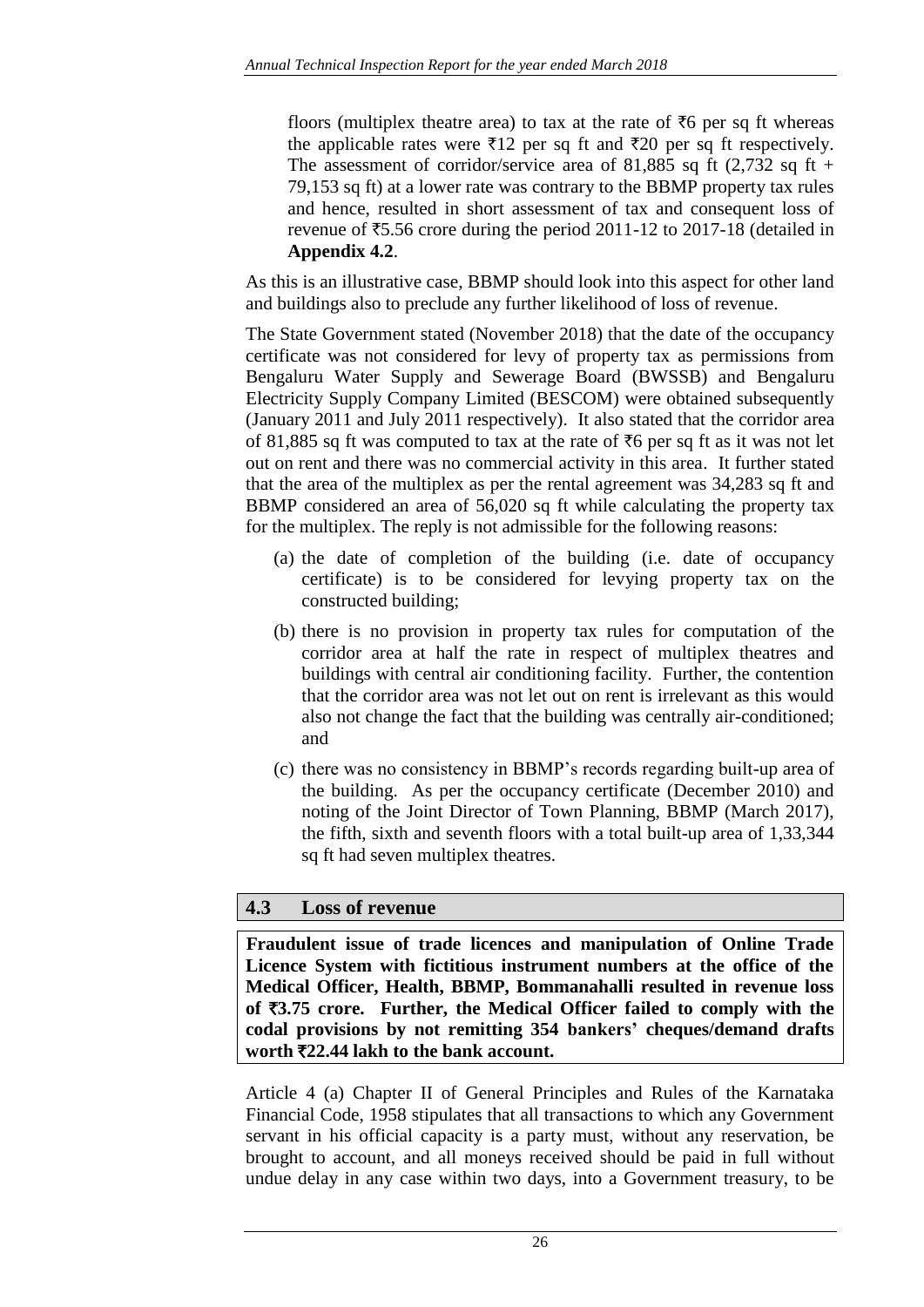floors (multiplex theatre area) to tax at the rate of ₹6 per sq ft whereas the applicable rates were ₹12 per sq ft and ₹20 per sq ft respectively. The assessment of corridor/service area of 81,885 sq ft (2,732 sq ft + 79,153 sq ft) at a lower rate was contrary to the BBMP property tax rules and hence, resulted in short assessment of tax and consequent loss of revenue of ₹5.56 crore during the period 2011-12 to 2017-18 (detailed in **Appendix 4.2**.

As this is an illustrative case, BBMP should look into this aspect for other land and buildings also to preclude any further likelihood of loss of revenue.

The State Government stated (November 2018) that the date of the occupancy certificate was not considered for levy of property tax as permissions from Bengaluru Water Supply and Sewerage Board (BWSSB) and Bengaluru Electricity Supply Company Limited (BESCOM) were obtained subsequently (January 2011 and July 2011 respectively). It also stated that the corridor area of 81,885 sq ft was computed to tax at the rate of ₹6 per sq ft as it was not let out on rent and there was no commercial activity in this area. It further stated that the area of the multiplex as per the rental agreement was 34,283 sq ft and BBMP considered an area of 56,020 sq ft while calculating the property tax for the multiplex. The reply is not admissible for the following reasons:

(a) the date of completion of the building (i.e. date of occupancy certificate) is to be considered for levying property tax on the constructed building;

(b) there is no provision in property tax rules for computation of the corridor area at half the rate in respect of multiplex theatres and buildings with central air conditioning facility. Further, the contention that the corridor area was not let out on rent is irrelevant as this would also not change the fact that the building was centrally air-conditioned; and

(c) there was no consistency in BBMP's records regarding built-up area of the building. As per the occupancy certificate (December 2010) and noting of the Joint Director of Town Planning, BBMP (March 2017), the fifth, sixth and seventh floors with a total built-up area of 1,33,344 sq ft had seven multiplex theatres.

## 4.3 Loss of revenue

**Fraudulent issue of trade licences and manipulation of Online Trade Licence System with fictitious instrument numbers at the office of the Medical Officer, Health, BBMP, Bommanahalli resulted in revenue loss of ₹3.75 crore. Further, the Medical Officer failed to comply with the codal provisions by not remitting 354 bankers' cheques/demand drafts worth ₹22.44 lakh to the bank account.**

Article 4 (a) Chapter II of General Principles and Rules of the Karnataka Financial Code, 1958 stipulates that all transactions to which any Government servant in his official capacity is a party must, without any reservation, be brought to account, and all moneys received should be paid in full without undue delay in any case within two days, into a Government treasury, to be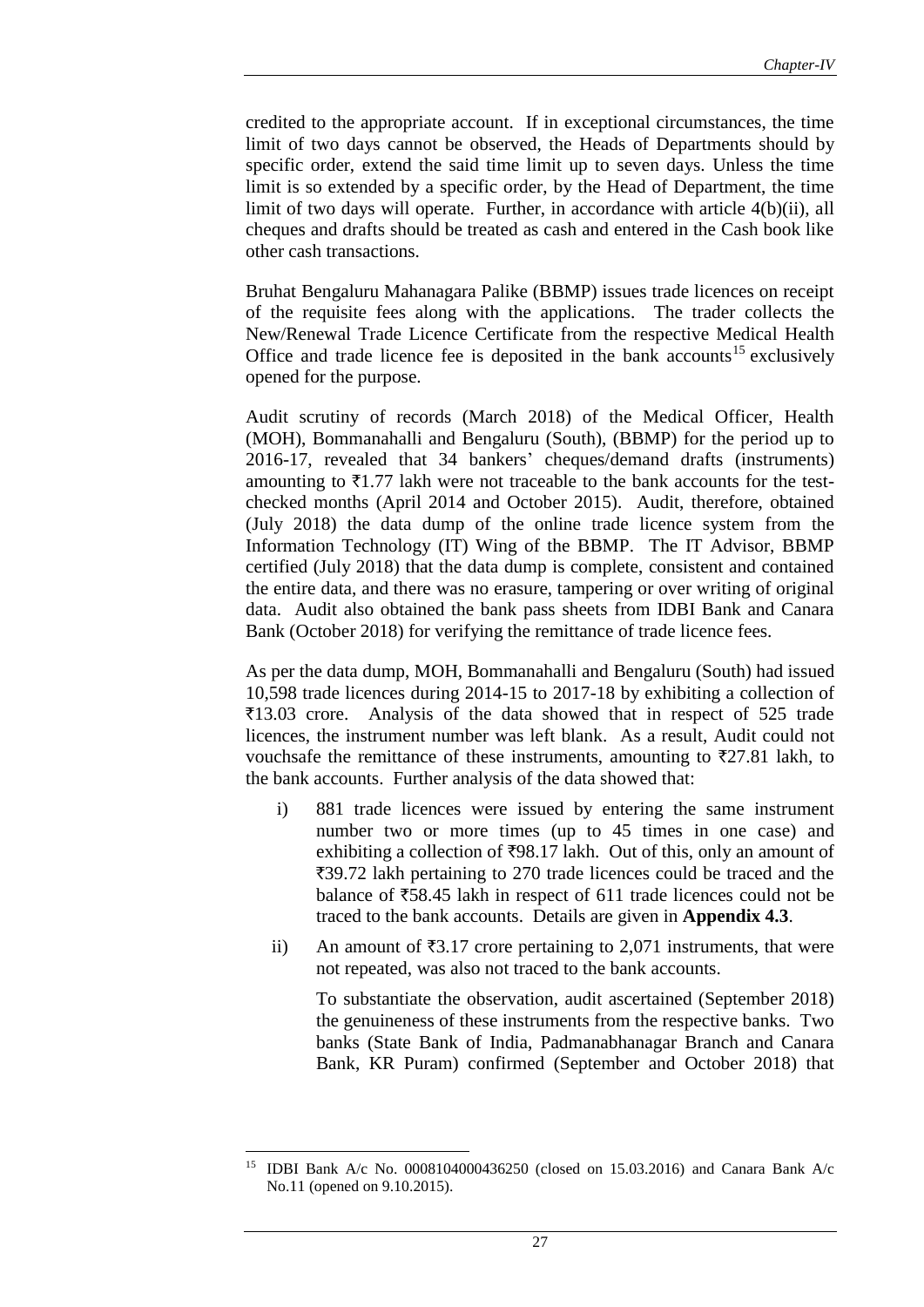credited to the appropriate account. If in exceptional circumstances, the time limit of two days cannot be observed, the Heads of Departments should by specific order, extend the said time limit up to seven days. Unless the time limit is so extended by a specific order, by the Head of Department, the time limit of two days will operate. Further, in accordance with article 4(b)(ii), all cheques and drafts should be treated as cash and entered in the Cash book like other cash transactions.

Bruhat Bengaluru Mahanagara Palike (BBMP) issues trade licences on receipt of the requisite fees along with the applications. The trader collects the New/Renewal Trade Licence Certificate from the respective Medical Health Office and trade licence fee is deposited in the bank accounts[15] exclusively opened for the purpose.

Audit scrutiny of records (March 2018) of the Medical Officer, Health (MOH), Bommanahalli and Bengaluru (South), (BBMP) for the period up to 2016-17, revealed that 34 bankers' cheques/demand drafts (instruments) amounting to ₹1.77 lakh were not traceable to the bank accounts for the test-checked months (April 2014 and October 2015). Audit, therefore, obtained (July 2018) the data dump of the online trade licence system from the Information Technology (IT) Wing of the BBMP. The IT Advisor, BBMP certified (July 2018) that the data dump is complete, consistent and contained the entire data, and there was no erasure, tampering or over writing of original data. Audit also obtained the bank pass sheets from IDBI Bank and Canara Bank (October 2018) for verifying the remittance of trade licence fees.

As per the data dump, MOH, Bommanahalli and Bengaluru (South) had issued 10,598 trade licences during 2014-15 to 2017-18 by exhibiting a collection of ₹13.03 crore. Analysis of the data showed that in respect of 525 trade licences, the instrument number was left blank. As a result, Audit could not vouchsafe the remittance of these instruments, amounting to ₹27.81 lakh, to the bank accounts. Further analysis of the data showed that:

i) 881 trade licences were issued by entering the same instrument number two or more times (up to 45 times in one case) and exhibiting a collection of ₹98.17 lakh. Out of this, only an amount of ₹39.72 lakh pertaining to 270 trade licences could be traced and the balance of ₹58.45 lakh in respect of 611 trade licences could not be traced to the bank accounts. Details are given in **Appendix 4.3**.

ii) An amount of ₹3.17 crore pertaining to 2,071 instruments, that were not repeated, was also not traced to the bank accounts.

   To substantiate the observation, audit ascertained (September 2018) the genuineness of these instruments from the respective banks. Two banks (State Bank of India, Padmanabhanagar Branch and Canara Bank, KR Puram) confirmed (September and October 2018) that

---

[15] IDBI Bank A/c No. 0008104000436250 (closed on 15.03.2016) and Canara Bank A/c No.11 (opened on 9.10.2015).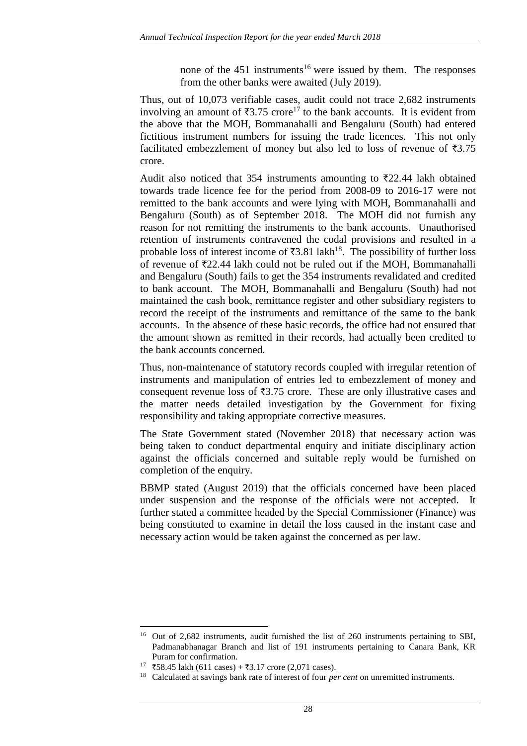none of the 451 instruments[16] were issued by them. The responses from the other banks were awaited (July 2019).

Thus, out of 10,073 verifiable cases, audit could not trace 2,682 instruments involving an amount of ₹3.75 crore[17] to the bank accounts. It is evident from the above that the MOH, Bommanahalli and Bengaluru (South) had entered fictitious instrument numbers for issuing the trade licences. This not only facilitated embezzlement of money but also led to loss of revenue of ₹3.75 crore.

Audit also noticed that 354 instruments amounting to ₹22.44 lakh obtained towards trade licence fee for the period from 2008-09 to 2016-17 were not remitted to the bank accounts and were lying with MOH, Bommanahalli and Bengaluru (South) as of September 2018. The MOH did not furnish any reason for not remitting the instruments to the bank accounts. Unauthorised retention of instruments contravened the codal provisions and resulted in a probable loss of interest income of ₹3.81 lakh[18]. The possibility of further loss of revenue of ₹22.44 lakh could not be ruled out if the MOH, Bommanahalli and Bengaluru (South) fails to get the 354 instruments revalidated and credited to bank account. The MOH, Bommanahalli and Bengaluru (South) had not maintained the cash book, remittance register and other subsidiary registers to record the receipt of the instruments and remittance of the same to the bank accounts. In the absence of these basic records, the office had not ensured that the amount shown as remitted in their records, had actually been credited to the bank accounts concerned.

Thus, non-maintenance of statutory records coupled with irregular retention of instruments and manipulation of entries led to embezzlement of money and consequent revenue loss of ₹3.75 crore. These are only illustrative cases and the matter needs detailed investigation by the Government for fixing responsibility and taking appropriate corrective measures.

The State Government stated (November 2018) that necessary action was being taken to conduct departmental enquiry and initiate disciplinary action against the officials concerned and suitable reply would be furnished on completion of the enquiry.

BBMP stated (August 2019) that the officials concerned have been placed under suspension and the response of the officials were not accepted. It further stated a committee headed by the Special Commissioner (Finance) was being constituted to examine in detail the loss caused in the instant case and necessary action would be taken against the concerned as per law.

---

[16] Out of 2,682 instruments, audit furnished the list of 260 instruments pertaining to SBI, Padmanabhanagar Branch and list of 191 instruments pertaining to Canara Bank, KR Puram for confirmation.

[17] ₹58.45 lakh (611 cases) + ₹3.17 crore (2,071 cases).

[18] Calculated at savings bank rate of interest of four *per cent* on unremitted instruments.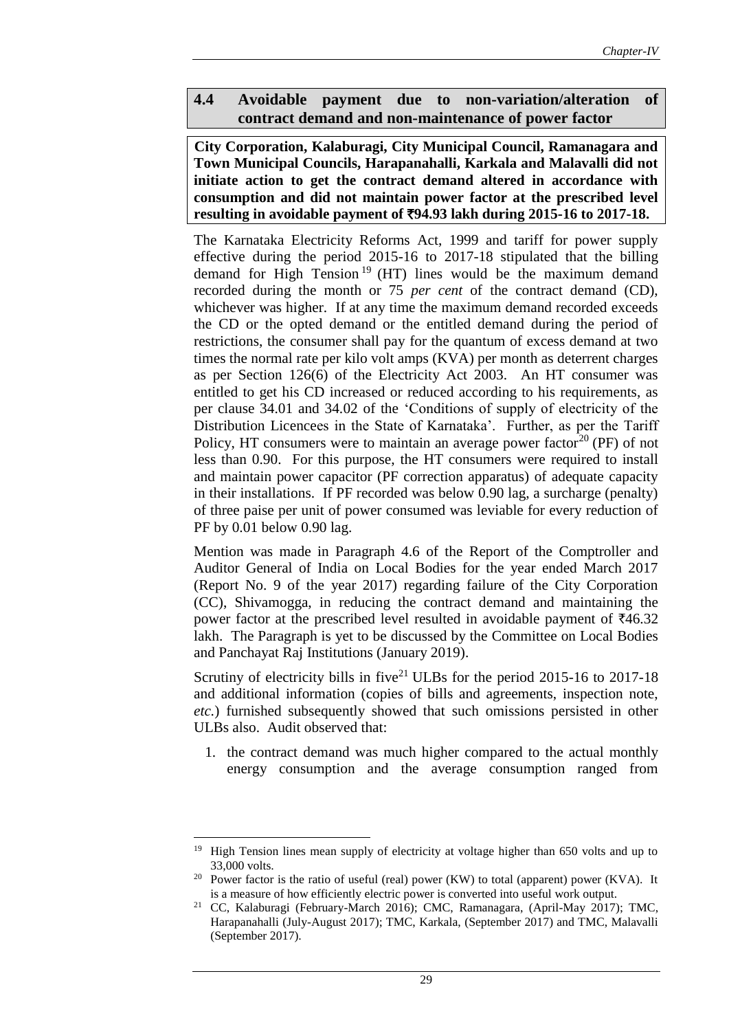## 4.4 Avoidable payment due to non-variation/alteration of contract demand and non-maintenance of power factor

**City Corporation, Kalaburagi, City Municipal Council, Ramanagara and Town Municipal Councils, Harapanahalli, Karkala and Malavalli did not initiate action to get the contract demand altered in accordance with consumption and did not maintain power factor at the prescribed level resulting in avoidable payment of ₹94.93 lakh during 2015-16 to 2017-18.**

The Karnataka Electricity Reforms Act, 1999 and tariff for power supply effective during the period 2015-16 to 2017-18 stipulated that the billing demand for High Tension[19] (HT) lines would be the maximum demand recorded during the month or 75 *per cent* of the contract demand (CD), whichever was higher. If at any time the maximum demand recorded exceeds the CD or the opted demand or the entitled demand during the period of restrictions, the consumer shall pay for the quantum of excess demand at two times the normal rate per kilo volt amps (KVA) per month as deterrent charges as per Section 126(6) of the Electricity Act 2003. An HT consumer was entitled to get his CD increased or reduced according to his requirements, as per clause 34.01 and 34.02 of the 'Conditions of supply of electricity of the Distribution Licencees in the State of Karnataka'. Further, as per the Tariff Policy, HT consumers were to maintain an average power factor[20] (PF) of not less than 0.90. For this purpose, the HT consumers were required to install and maintain power capacitor (PF correction apparatus) of adequate capacity in their installations. If PF recorded was below 0.90 lag, a surcharge (penalty) of three paise per unit of power consumed was leviable for every reduction of PF by 0.01 below 0.90 lag.

Mention was made in Paragraph 4.6 of the Report of the Comptroller and Auditor General of India on Local Bodies for the year ended March 2017 (Report No. 9 of the year 2017) regarding failure of the City Corporation (CC), Shivamogga, in reducing the contract demand and maintaining the power factor at the prescribed level resulted in avoidable payment of ₹46.32 lakh. The Paragraph is yet to be discussed by the Committee on Local Bodies and Panchayat Raj Institutions (January 2019).

Scrutiny of electricity bills in five[21] ULBs for the period 2015-16 to 2017-18 and additional information (copies of bills and agreements, inspection note, *etc.*) furnished subsequently showed that such omissions persisted in other ULBs also. Audit observed that:

1. the contract demand was much higher compared to the actual monthly energy consumption and the average consumption ranged from

---

[19] High Tension lines mean supply of electricity at voltage higher than 650 volts and up to 33,000 volts.

[20] Power factor is the ratio of useful (real) power (KW) to total (apparent) power (KVA). It is a measure of how efficiently electric power is converted into useful work output.

[21] CC, Kalaburagi (February-March 2016); CMC, Ramanagara, (April-May 2017); TMC, Harapanahalli (July-August 2017); TMC, Karkala, (September 2017) and TMC, Malavalli (September 2017).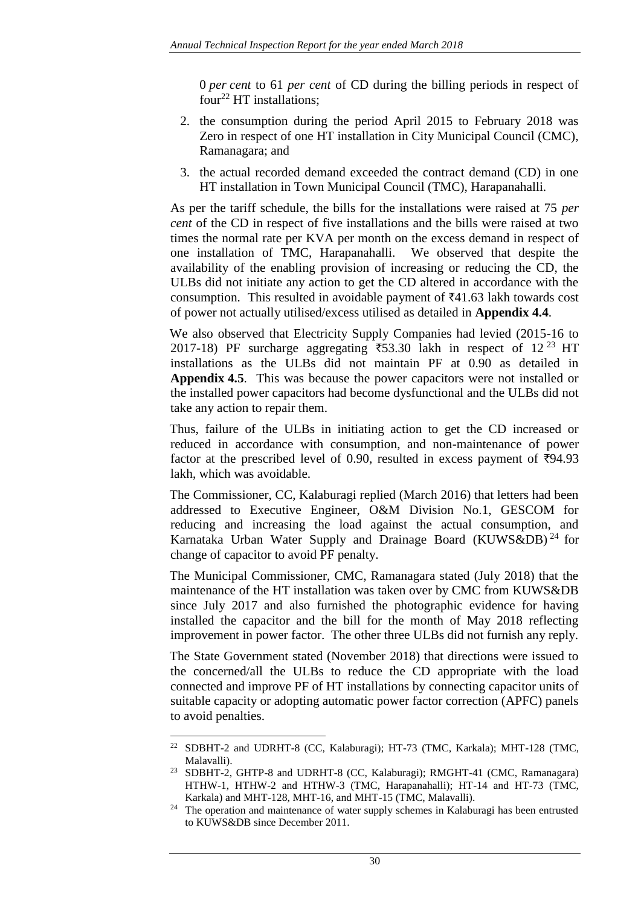0 *per cent* to 61 *per cent* of CD during the billing periods in respect of four[22] HT installations;

2. the consumption during the period April 2015 to February 2018 was Zero in respect of one HT installation in City Municipal Council (CMC), Ramanagara; and
3. the actual recorded demand exceeded the contract demand (CD) in one HT installation in Town Municipal Council (TMC), Harapanahalli.

As per the tariff schedule, the bills for the installations were raised at 75 *per cent* of the CD in respect of five installations and the bills were raised at two times the normal rate per KVA per month on the excess demand in respect of one installation of TMC, Harapanahalli. We observed that despite the availability of the enabling provision of increasing or reducing the CD, the ULBs did not initiate any action to get the CD altered in accordance with the consumption. This resulted in avoidable payment of ₹41.63 lakh towards cost of power not actually utilised/excess utilised as detailed in **Appendix 4.4**.

We also observed that Electricity Supply Companies had levied (2015-16 to 2017-18) PF surcharge aggregating ₹53.30 lakh in respect of 12[23] HT installations as the ULBs did not maintain PF at 0.90 as detailed in **Appendix 4.5**. This was because the power capacitors were not installed or the installed power capacitors had become dysfunctional and the ULBs did not take any action to repair them.

Thus, failure of the ULBs in initiating action to get the CD increased or reduced in accordance with consumption, and non-maintenance of power factor at the prescribed level of 0.90, resulted in excess payment of ₹94.93 lakh, which was avoidable.

The Commissioner, CC, Kalaburagi replied (March 2016) that letters had been addressed to Executive Engineer, O&M Division No.1, GESCOM for reducing and increasing the load against the actual consumption, and Karnataka Urban Water Supply and Drainage Board (KUWS&DB)[24] for change of capacitor to avoid PF penalty.

The Municipal Commissioner, CMC, Ramanagara stated (July 2018) that the maintenance of the HT installation was taken over by CMC from KUWS&DB since July 2017 and also furnished the photographic evidence for having installed the capacitor and the bill for the month of May 2018 reflecting improvement in power factor. The other three ULBs did not furnish any reply.

The State Government stated (November 2018) that directions were issued to the concerned/all the ULBs to reduce the CD appropriate with the load connected and improve PF of HT installations by connecting capacitor units of suitable capacity or adopting automatic power factor correction (APFC) panels to avoid penalties.

---

[22] SDBHT-2 and UDRHT-8 (CC, Kalaburagi); HT-73 (TMC, Karkala); MHT-128 (TMC, Malavalli).

[23] SDBHT-2, GHTP-8 and UDRHT-8 (CC, Kalaburagi); RMGHT-41 (CMC, Ramanagara) HTHW-1, HTHW-2 and HTHW-3 (TMC, Harapanahalli); HT-14 and HT-73 (TMC, Karkala) and MHT-128, MHT-16, and MHT-15 (TMC, Malavalli).

[24] The operation and maintenance of water supply schemes in Kalaburagi has been entrusted to KUWS&DB since December 2011.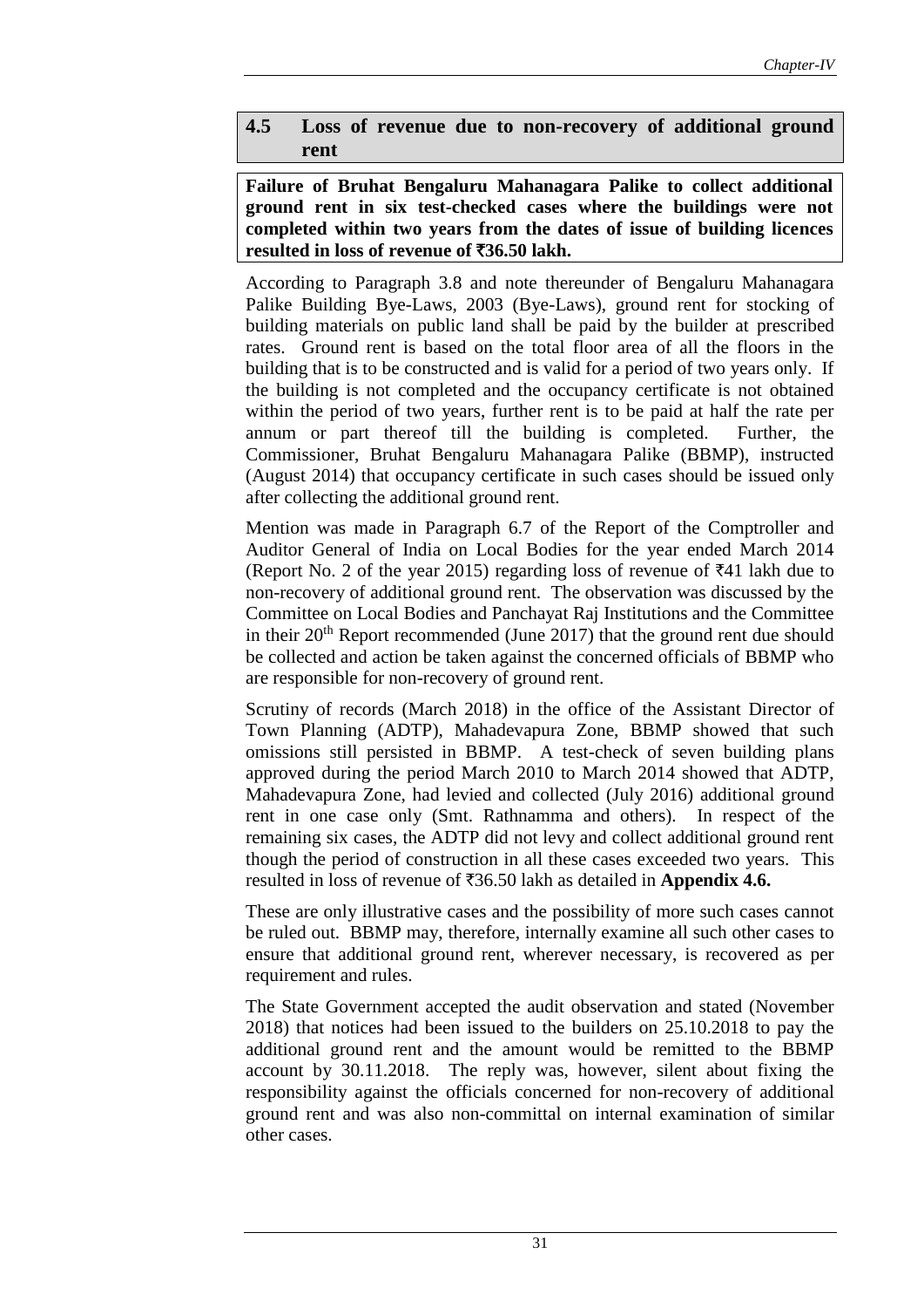## 4.5 Loss of revenue due to non-recovery of additional ground rent

**Failure of Bruhat Bengaluru Mahanagara Palike to collect additional ground rent in six test-checked cases where the buildings were not completed within two years from the dates of issue of building licences resulted in loss of revenue of ₹36.50 lakh.**

According to Paragraph 3.8 and note thereunder of Bengaluru Mahanagara Palike Building Bye-Laws, 2003 (Bye-Laws), ground rent for stocking of building materials on public land shall be paid by the builder at prescribed rates. Ground rent is based on the total floor area of all the floors in the building that is to be constructed and is valid for a period of two years only. If the building is not completed and the occupancy certificate is not obtained within the period of two years, further rent is to be paid at half the rate per annum or part thereof till the building is completed. Further, the Commissioner, Bruhat Bengaluru Mahanagara Palike (BBMP), instructed (August 2014) that occupancy certificate in such cases should be issued only after collecting the additional ground rent.

Mention was made in Paragraph 6.7 of the Report of the Comptroller and Auditor General of India on Local Bodies for the year ended March 2014 (Report No. 2 of the year 2015) regarding loss of revenue of ₹41 lakh due to non-recovery of additional ground rent. The observation was discussed by the Committee on Local Bodies and Panchayat Raj Institutions and the Committee in their 20th Report recommended (June 2017) that the ground rent due should be collected and action be taken against the concerned officials of BBMP who are responsible for non-recovery of ground rent.

Scrutiny of records (March 2018) in the office of the Assistant Director of Town Planning (ADTP), Mahadevapura Zone, BBMP showed that such omissions still persisted in BBMP. A test-check of seven building plans approved during the period March 2010 to March 2014 showed that ADTP, Mahadevapura Zone, had levied and collected (July 2016) additional ground rent in one case only (Smt. Rathnamma and others). In respect of the remaining six cases, the ADTP did not levy and collect additional ground rent though the period of construction in all these cases exceeded two years. This resulted in loss of revenue of ₹36.50 lakh as detailed in **Appendix 4.6.**

These are only illustrative cases and the possibility of more such cases cannot be ruled out. BBMP may, therefore, internally examine all such other cases to ensure that additional ground rent, wherever necessary, is recovered as per requirement and rules.

The State Government accepted the audit observation and stated (November 2018) that notices had been issued to the builders on 25.10.2018 to pay the additional ground rent and the amount would be remitted to the BBMP account by 30.11.2018. The reply was, however, silent about fixing the responsibility against the officials concerned for non-recovery of additional ground rent and was also non-committal on internal examination of similar other cases.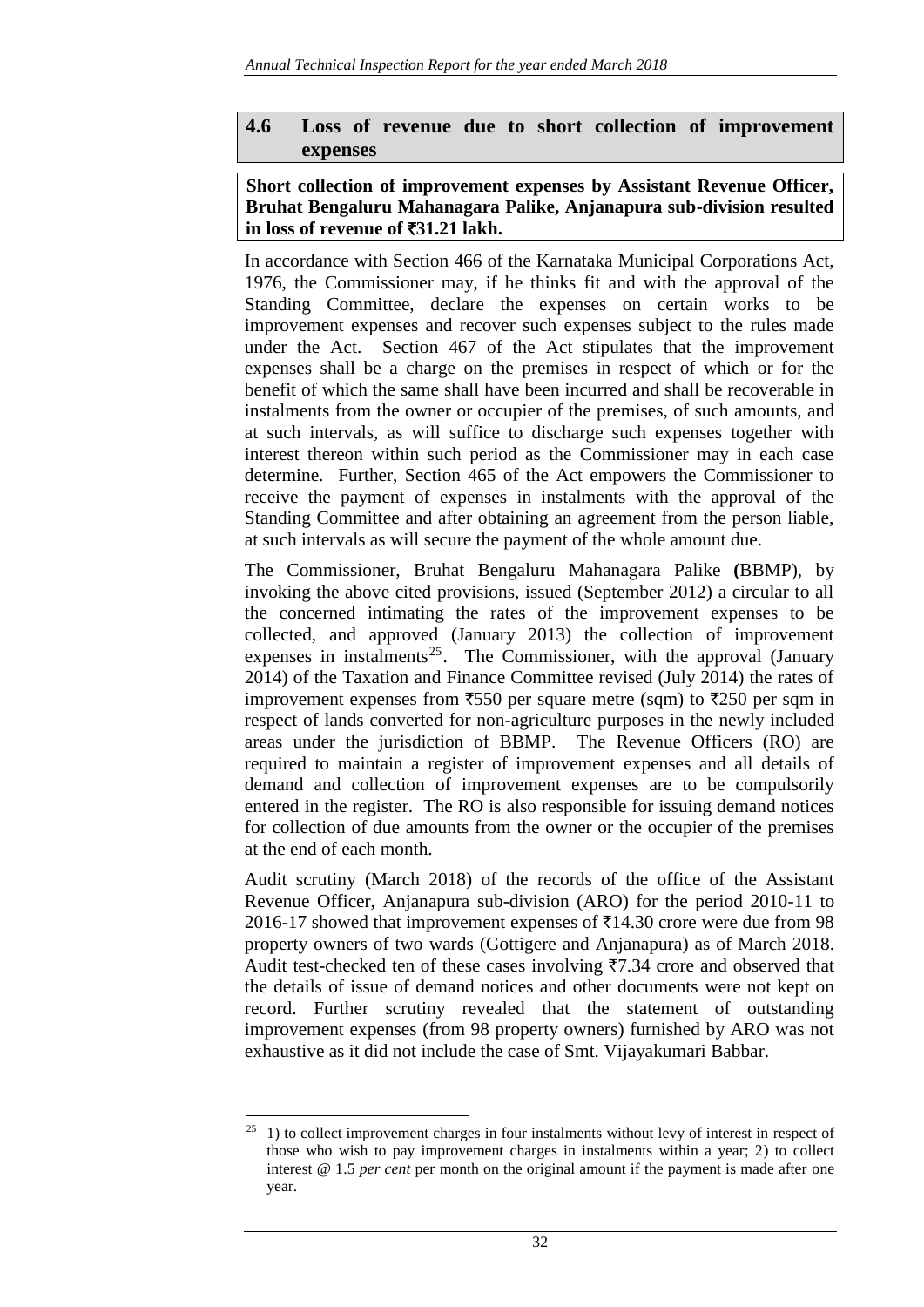## 4.6 Loss of revenue due to short collection of improvement expenses

**Short collection of improvement expenses by Assistant Revenue Officer, Bruhat Bengaluru Mahanagara Palike, Anjanapura sub-division resulted in loss of revenue of ₹31.21 lakh.**

In accordance with Section 466 of the Karnataka Municipal Corporations Act, 1976, the Commissioner may, if he thinks fit and with the approval of the Standing Committee, declare the expenses on certain works to be improvement expenses and recover such expenses subject to the rules made under the Act. Section 467 of the Act stipulates that the improvement expenses shall be a charge on the premises in respect of which or for the benefit of which the same shall have been incurred and shall be recoverable in instalments from the owner or occupier of the premises, of such amounts, and at such intervals, as will suffice to discharge such expenses together with interest thereon within such period as the Commissioner may in each case determine. Further, Section 465 of the Act empowers the Commissioner to receive the payment of expenses in instalments with the approval of the Standing Committee and after obtaining an agreement from the person liable, at such intervals as will secure the payment of the whole amount due.

The Commissioner, Bruhat Bengaluru Mahanagara Palike **(**BBMP), by invoking the above cited provisions, issued (September 2012) a circular to all the concerned intimating the rates of the improvement expenses to be collected, and approved (January 2013) the collection of improvement expenses in instalments[25]. The Commissioner, with the approval (January 2014) of the Taxation and Finance Committee revised (July 2014) the rates of improvement expenses from ₹550 per square metre (sqm) to ₹250 per sqm in respect of lands converted for non-agriculture purposes in the newly included areas under the jurisdiction of BBMP. The Revenue Officers (RO) are required to maintain a register of improvement expenses and all details of demand and collection of improvement expenses are to be compulsorily entered in the register. The RO is also responsible for issuing demand notices for collection of due amounts from the owner or the occupier of the premises at the end of each month.

Audit scrutiny (March 2018) of the records of the office of the Assistant Revenue Officer, Anjanapura sub-division (ARO) for the period 2010-11 to 2016-17 showed that improvement expenses of ₹14.30 crore were due from 98 property owners of two wards (Gottigere and Anjanapura) as of March 2018. Audit test-checked ten of these cases involving ₹7.34 crore and observed that the details of issue of demand notices and other documents were not kept on record. Further scrutiny revealed that the statement of outstanding improvement expenses (from 98 property owners) furnished by ARO was not exhaustive as it did not include the case of Smt. Vijayakumari Babbar.

[25] 1) to collect improvement charges in four instalments without levy of interest in respect of those who wish to pay improvement charges in instalments within a year; 2) to collect interest @ 1.5 *per cent* per month on the original amount if the payment is made after one year.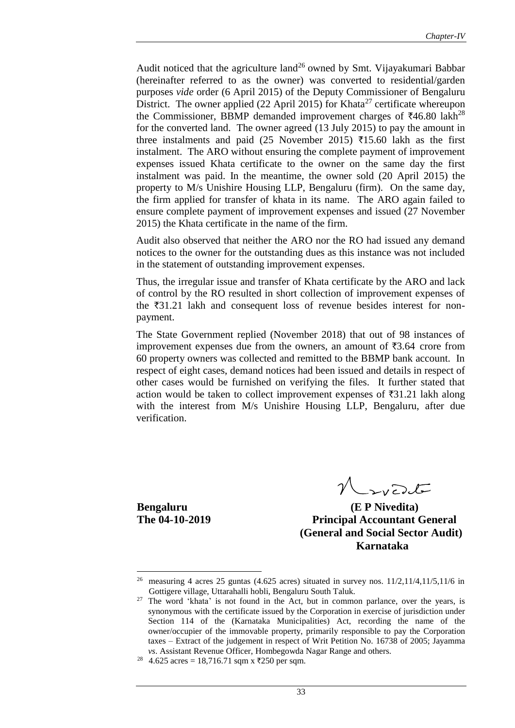Audit noticed that the agriculture land[26] owned by Smt. Vijayakumari Babbar (hereinafter referred to as the owner) was converted to residential/garden purposes *vide* order (6 April 2015) of the Deputy Commissioner of Bengaluru District. The owner applied (22 April 2015) for Khata[27] certificate whereupon the Commissioner, BBMP demanded improvement charges of ₹46.80 lakh[28] for the converted land. The owner agreed (13 July 2015) to pay the amount in three instalments and paid (25 November 2015) ₹15.60 lakh as the first instalment. The ARO without ensuring the complete payment of improvement expenses issued Khata certificate to the owner on the same day the first instalment was paid. In the meantime, the owner sold (20 April 2015) the property to M/s Unishire Housing LLP, Bengaluru (firm). On the same day, the firm applied for transfer of khata in its name. The ARO again failed to ensure complete payment of improvement expenses and issued (27 November 2015) the Khata certificate in the name of the firm.

Audit also observed that neither the ARO nor the RO had issued any demand notices to the owner for the outstanding dues as this instance was not included in the statement of outstanding improvement expenses.

Thus, the irregular issue and transfer of Khata certificate by the ARO and lack of control by the RO resulted in short collection of improvement expenses of the ₹31.21 lakh and consequent loss of revenue besides interest for non-payment.

The State Government replied (November 2018) that out of 98 instances of improvement expenses due from the owners, an amount of ₹3.64 crore from 60 property owners was collected and remitted to the BBMP bank account. In respect of eight cases, demand notices had been issued and details in respect of other cases would be furnished on verifying the files. It further stated that action would be taken to collect improvement expenses of ₹31.21 lakh along with the interest from M/s Unishire Housing LLP, Bengaluru, after due verification.

**Bengaluru**
**The 04-10-2019**

**(E P Nivedita)**
**Principal Accountant General**
**(General and Social Sector Audit)**
**Karnataka**

---

[26] measuring 4 acres 25 guntas (4.625 acres) situated in survey nos. 11/2,11/4,11/5,11/6 in Gottigere village, Uttarahalli hobli, Bengaluru South Taluk.

[27] The word 'khata' is not found in the Act, but in common parlance, over the years, is synonymous with the certificate issued by the Corporation in exercise of jurisdiction under Section 114 of the (Karnataka Municipalities) Act, recording the name of the owner/occupier of the immovable property, primarily responsible to pay the Corporation taxes – Extract of the judgement in respect of Writ Petition No. 16738 of 2005; Jayamma *vs*. Assistant Revenue Officer, Hombegowda Nagar Range and others.

[28] 4.625 acres = 18,716.71 sqm x ₹250 per sqm.